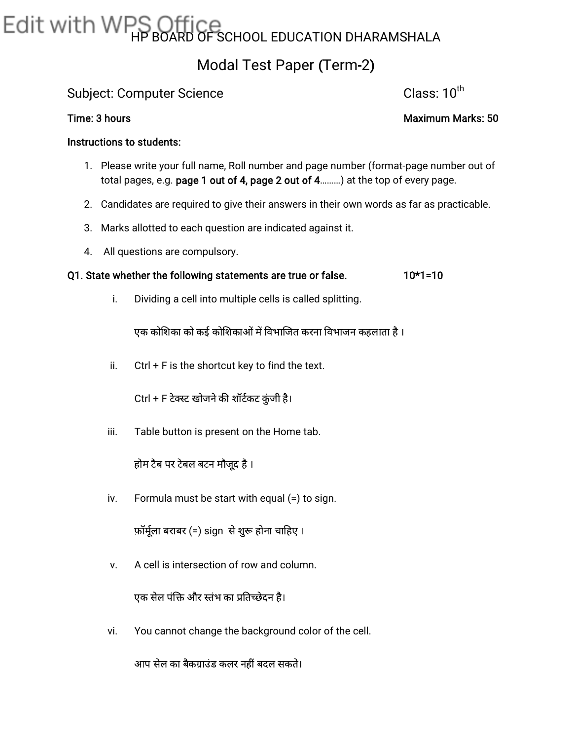# HP BOARD OF SCHOOL EDUCATION DHARAMSHALA

## Modal Test Paper (Term-2)

**Subject: Computer Science** **Class: 10th**

**Time: 3 hours** **Maximum Marks: 50**

**Instructions to students:**

1. Please write your full name, Roll number and page number (format-page number out of total pages, e.g. page 1 out of 4, page 2 out of 4………) at the top of every page.
2. Candidates are required to give their answers in their own words as far as practicable.
3. Marks allotted to each question are indicated against it.
4. All questions are compulsory.

**Q1. State whether the following statements are true or false. 10*1=10**

i. Dividing a cell into multiple cells is called splitting.

एक कोशिका को कई कोशिकाओं में विभाजित करना विभाजन कहलाता है ।

ii. Ctrl + F is the shortcut key to find the text.

Ctrl + F टेक्स्ट खोजने की शॉर्टकट कुंजी है।

iii. Table button is present on the Home tab.

होम टैब पर टेबल बटन मौजूद है ।

iv. Formula must be start with equal (=) to sign.

फ़ॉर्मूला बराबर (=) sign से शुरू होना चाहिए ।

v. A cell is intersection of row and column.

एक सेल पंक्ति और स्तंभ का प्रतिच्छेदन है।

vi. You cannot change the background color of the cell.

आप सेल का बैकग्राउंड कलर नहीं बदल सकते।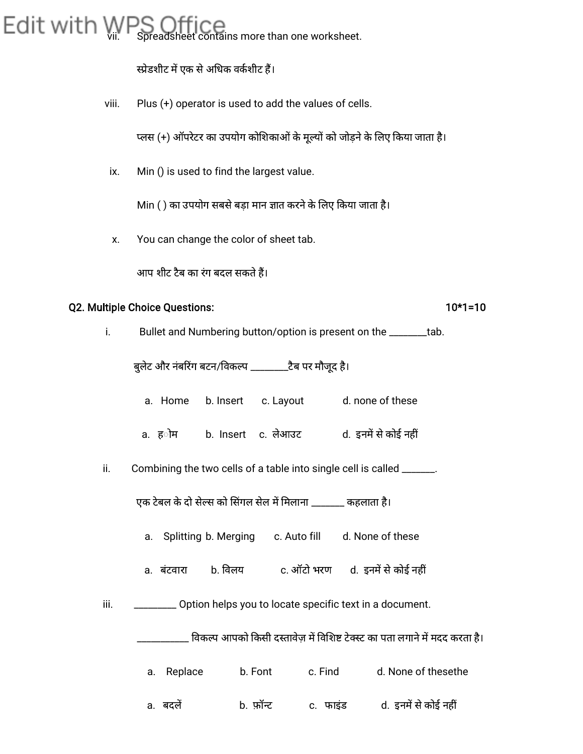vii. Spreadsheet contains more than one worksheet.

स्प्रेडशीट में एक से अधिक वर्कशीट हैं।

viii. Plus (+) operator is used to add the values of cells.

प्लस (+) ऑपरेटर का उपयोग कोशिकाओं के मूल्यों को जोड़ने के लिए किया जाता है।

ix. Min () is used to find the largest value.

Min ( ) का उपयोग सबसे बड़ा मान ज्ञात करने के लिए किया जाता है।

x. You can change the color of sheet tab.

आप शीट टैब का रंग बदल सकते हैं।

**Q2. Multiple Choice Questions:** **10*1=10**

i. Bullet and Numbering button/option is present on the ________tab.

बुलेट और नंबरिंग बटन/विकल्प ________टैब पर मौजूद है।

a. Home b. Insert c. Layout d. none of these

a. होम b. Insert c. लेआउट d. इनमें से कोई नहीं

ii. Combining the two cells of a table into single cell is called _______.

एक टेबल के दो सेल्स को सिंगल सेल में मिलाना _______ कहलाता है।

a. Splitting b. Merging c. Auto fill d. None of these

a. बंटवारा b. विलय c. ऑटो भरण d. इनमें से कोई नहीं

iii. ________ Option helps you to locate specific text in a document.

___________ विकल्प आपको किसी दस्तावेज़ में विशिष्ट टेक्स्ट का पता लगाने में मदद करता है।

a. Replace b. Font c. Find d. None of thesethe

a. बदलें b. फ़ॉन्ट c. फाइंड d. इनमें से कोई नहीं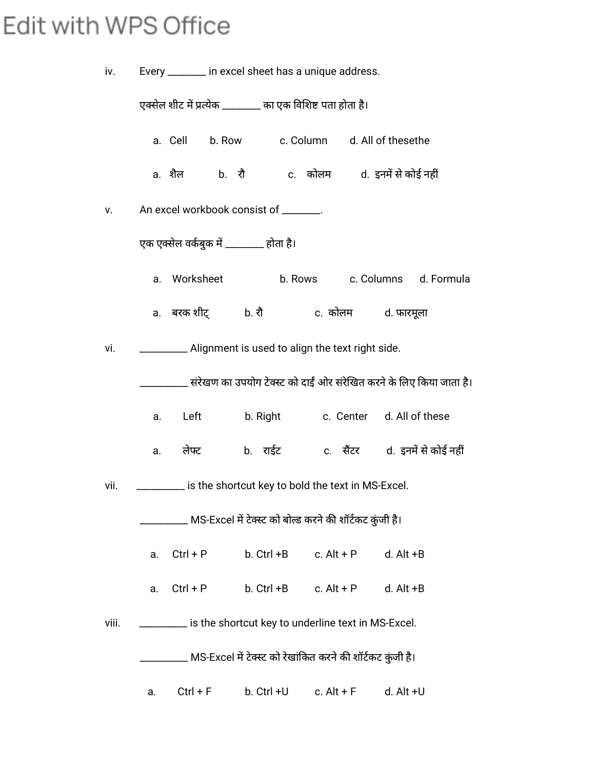iv. Every _______ in excel sheet has a unique address.

एक्सेल शीट में प्रत्येक _______ का एक विशिष्ट पता होता है।

a. Cell b. Row c. Column d. All of thesethe

a. शैल b. रौ c. कोलम d. इनमें से कोई नहीं

v. An excel workbook consist of _______.

एक एक्सेल वर्कबुक में _______ होता है।

a. Worksheet b. Rows c. Columns d. Formula

a. बरक शीट् b. रौ c. कोलम d. फारमूला

vi. _________ Alignment is used to align the text right side.

_________ संरेखण का उपयोग टेक्स्ट को दाईं ओर संरेखित करने के लिए किया जाता है।

a. Left b. Right c. Center d. All of these

a. लेफ्ट b. राईट c. सैंटर d. इनमें से कोई नहीं

vii. _________ is the shortcut key to bold the text in MS-Excel.

_________ MS-Excel में टेक्स्ट को बोल्ड करने की शॉर्टकट कुंजी है।

a. Ctrl + P b. Ctrl +B c. Alt + P d. Alt +B

a. Ctrl + P b. Ctrl +B c. Alt + P d. Alt +B

viii. _________ is the shortcut key to underline text in MS-Excel.

_________ MS-Excel में टेक्स्ट को रेखांकित करने की शॉर्टकट कुंजी है।

a. Ctrl + F b. Ctrl +U c. Alt + F d. Alt +U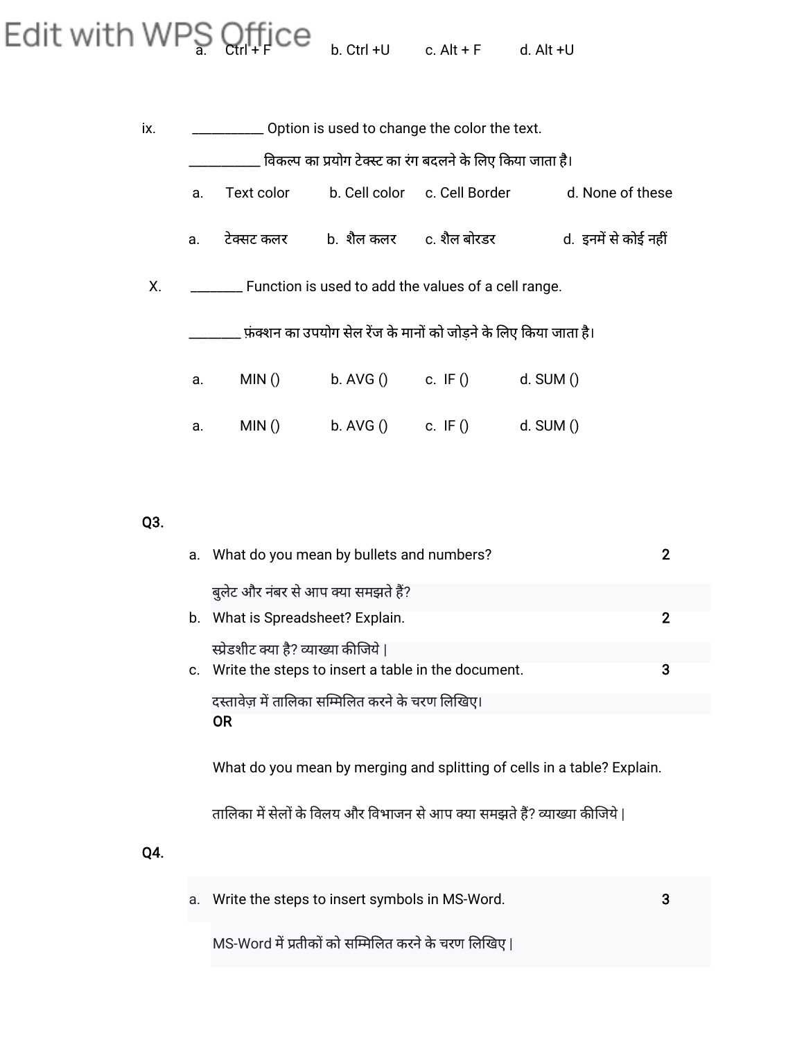a. Ctrl + F b. Ctrl +U c. Alt + F d. Alt +U

ix. __________ Option is used to change the color the text.

__________ विकल्प का प्रयोग टेक्स्ट का रंग बदलने के लिए किया जाता है।

a. Text color b. Cell color c. Cell Border d. None of these

a. टेक्सट कलर b. शैल कलर c. शैल बोरडर d. इनमें से कोई नहीं

X. _______ Function is used to add the values of a cell range.

_______ फ़ंक्शन का उपयोग सेल रेंज के मानों को जोड़ने के लिए किया जाता है।

a. MIN () b. AVG () c. IF () d. SUM ()

a. MIN () b. AVG () c. IF () d. SUM ()

**Q3.**

a. What do you mean by bullets and numbers? 2

बुलेट और नंबर से आप क्या समझते हैं?

b. What is Spreadsheet? Explain. 2

स्प्रेडशीट क्या है? व्याख्या कीजिये |

c. Write the steps to insert a table in the document. 3

दस्तावेज़ में तालिका सम्मिलित करने के चरण लिखिए।

**OR**

What do you mean by merging and splitting of cells in a table? Explain.

तालिका में सेलों के विलय और विभाजन से आप क्या समझते हैं? व्याख्या कीजिये |

**Q4.**

a. Write the steps to insert symbols in MS-Word. 3

MS-Word में प्रतीकों को सम्मिलित करने के चरण लिखिए |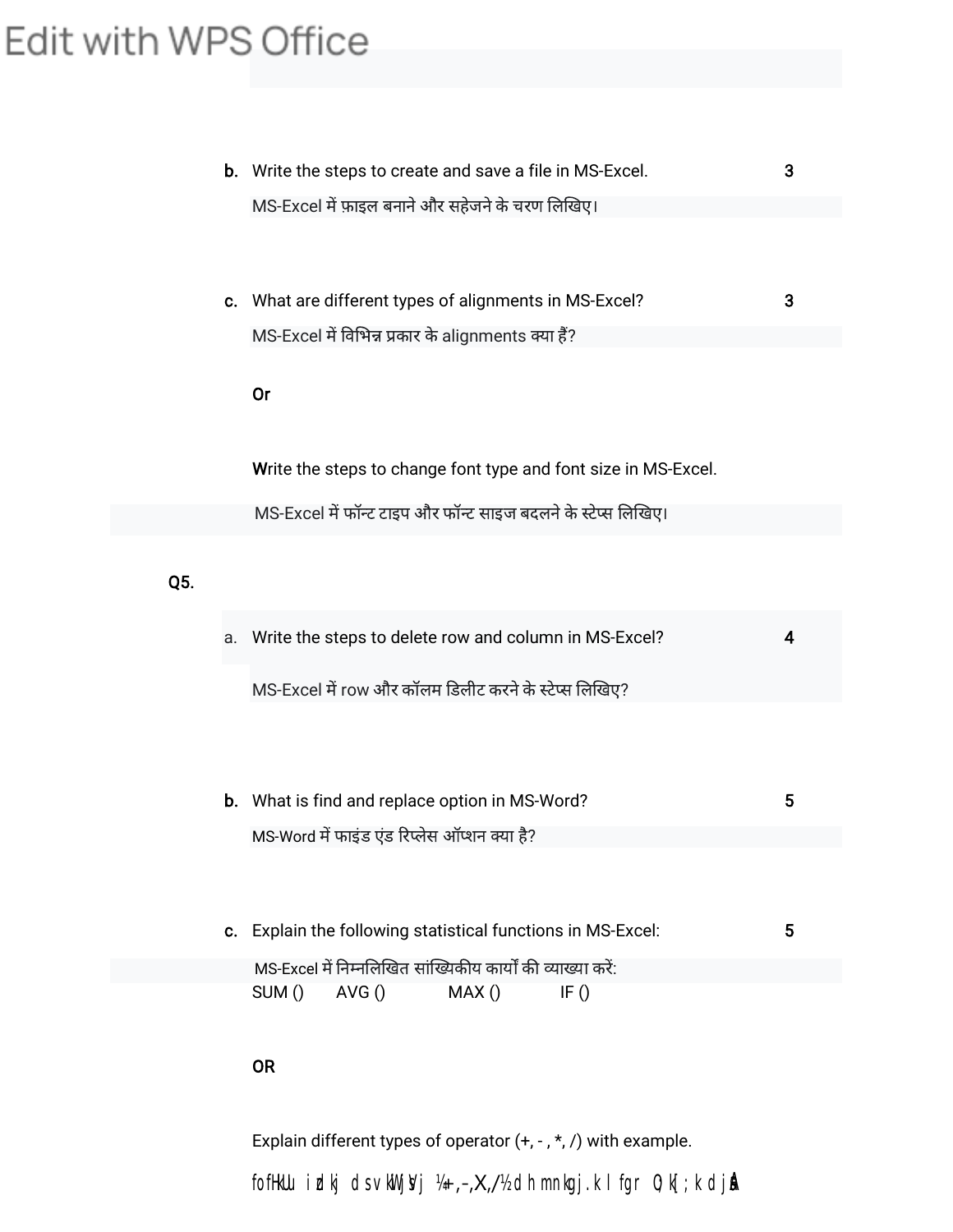b. Write the steps to create and save a file in MS-Excel. 3

MS-Excel में फ़ाइल बनाने और सहेजने के चरण लिखिए।

c. What are different types of alignments in MS-Excel? 3

MS-Excel में विभिन्न प्रकार के alignments क्या हैं?

Or

Write the steps to change font type and font size in MS-Excel.

MS-Excel में फॉन्ट टाइप और फॉन्ट साइज बदलने के स्टेप्स लिखिए।

Q5.

a. Write the steps to delete row and column in MS-Excel? 4

MS-Excel में row और कॉलम डिलीट करने के स्टेप्स लिखिए?

b. What is find and replace option in MS-Word? 5

MS-Word में फाइंड एंड रिप्लेस ऑप्शन क्या है?

c. Explain the following statistical functions in MS-Excel: 5

MS-Excel में निम्नलिखित सांख्यिकीय कार्यों की व्याख्या करें:

SUM () AVG () MAX () IF ()

OR

Explain different types of operator (+, - , *, /) with example.

fofHkUu izdkj ds vkWijsVj ¼+,-,X,/½dh mnkgj.k lfgr O;k[;k djsaA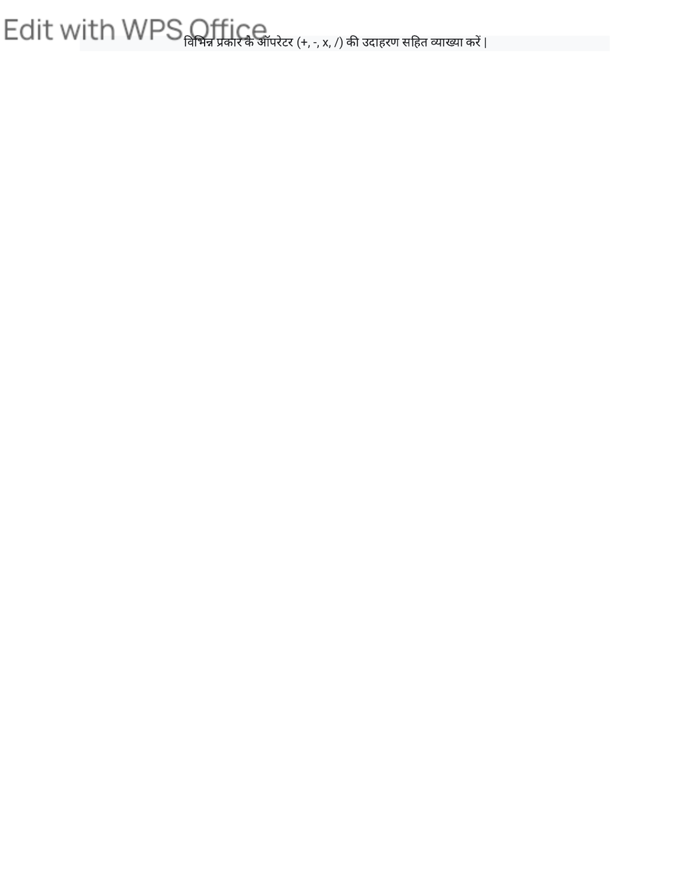विभिन्न प्रकार के ऑपरेटर (+, -, x, /) की उदाहरण सहित व्याख्या करें |